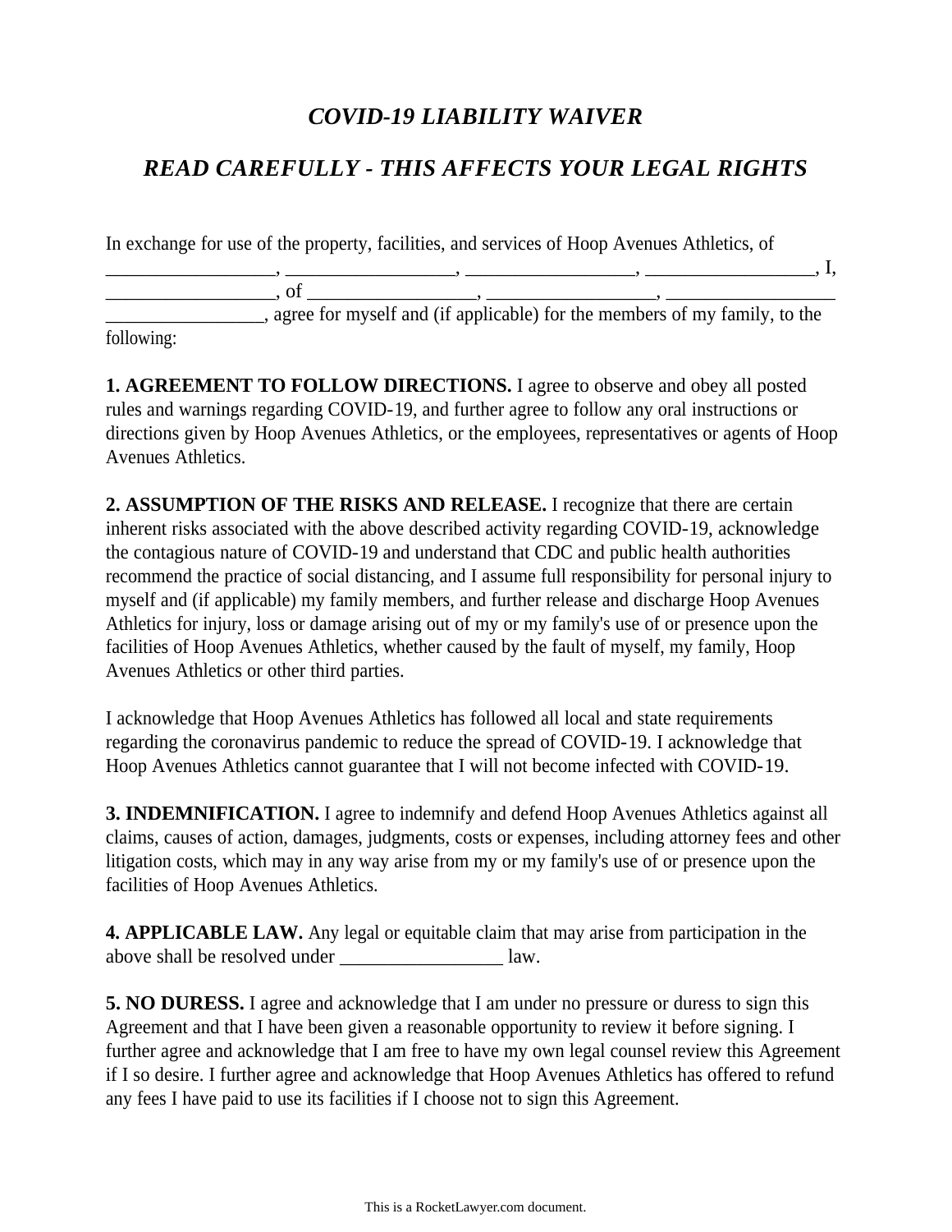# *COVID-19 LIABILITY WAIVER*

## *READ CAREFULLY - THIS AFFECTS YOUR LEGAL RIGHTS*

In exchange for use of the property, facilities, and services of Hoop Avenues Athletics, of _________________, _________________, _________________, _________________, I, _________________, of _________________, _________________, _________________ _________________, agree for myself and (if applicable) for the members of my family, to the following:

**1. AGREEMENT TO FOLLOW DIRECTIONS.** I agree to observe and obey all posted rules and warnings regarding COVID-19, and further agree to follow any oral instructions or directions given by Hoop Avenues Athletics, or the employees, representatives or agents of Hoop Avenues Athletics.

**2. ASSUMPTION OF THE RISKS AND RELEASE.** I recognize that there are certain inherent risks associated with the above described activity regarding COVID-19, acknowledge the contagious nature of COVID-19 and understand that CDC and public health authorities recommend the practice of social distancing, and I assume full responsibility for personal injury to myself and (if applicable) my family members, and further release and discharge Hoop Avenues Athletics for injury, loss or damage arising out of my or my family's use of or presence upon the facilities of Hoop Avenues Athletics, whether caused by the fault of myself, my family, Hoop Avenues Athletics or other third parties.

I acknowledge that Hoop Avenues Athletics has followed all local and state requirements regarding the coronavirus pandemic to reduce the spread of COVID-19. I acknowledge that Hoop Avenues Athletics cannot guarantee that I will not become infected with COVID-19.

**3. INDEMNIFICATION.** I agree to indemnify and defend Hoop Avenues Athletics against all claims, causes of action, damages, judgments, costs or expenses, including attorney fees and other litigation costs, which may in any way arise from my or my family's use of or presence upon the facilities of Hoop Avenues Athletics.

**4. APPLICABLE LAW.** Any legal or equitable claim that may arise from participation in the above shall be resolved under _________________ law.

**5. NO DURESS.** I agree and acknowledge that I am under no pressure or duress to sign this Agreement and that I have been given a reasonable opportunity to review it before signing. I further agree and acknowledge that I am free to have my own legal counsel review this Agreement if I so desire. I further agree and acknowledge that Hoop Avenues Athletics has offered to refund any fees I have paid to use its facilities if I choose not to sign this Agreement.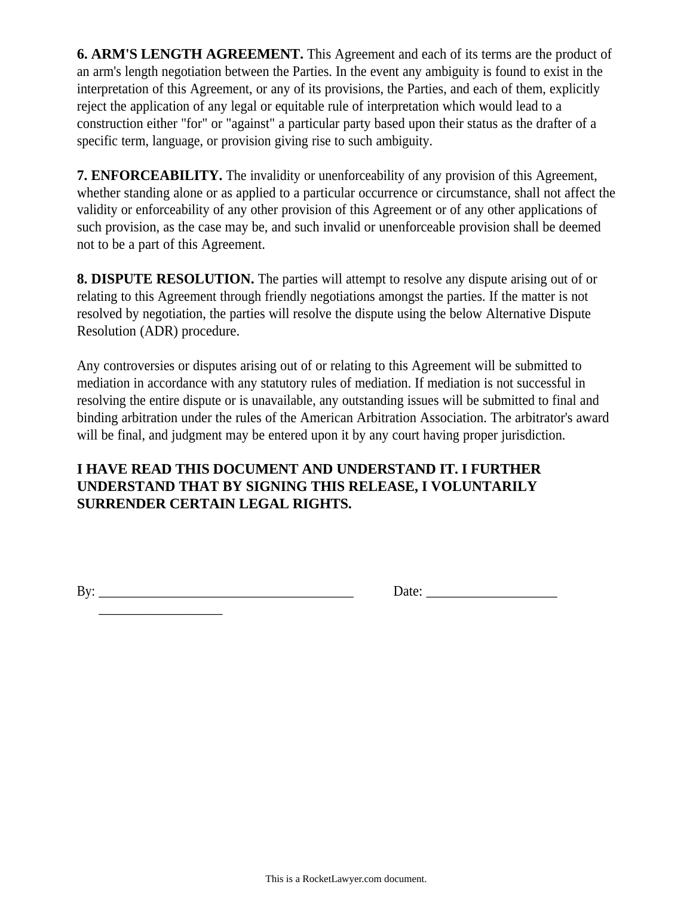**6. ARM'S LENGTH AGREEMENT.** This Agreement and each of its terms are the product of an arm's length negotiation between the Parties. In the event any ambiguity is found to exist in the interpretation of this Agreement, or any of its provisions, the Parties, and each of them, explicitly reject the application of any legal or equitable rule of interpretation which would lead to a construction either "for" or "against" a particular party based upon their status as the drafter of a specific term, language, or provision giving rise to such ambiguity.

**7. ENFORCEABILITY.** The invalidity or unenforceability of any provision of this Agreement, whether standing alone or as applied to a particular occurrence or circumstance, shall not affect the validity or enforceability of any other provision of this Agreement or of any other applications of such provision, as the case may be, and such invalid or unenforceable provision shall be deemed not to be a part of this Agreement.

**8. DISPUTE RESOLUTION.** The parties will attempt to resolve any dispute arising out of or relating to this Agreement through friendly negotiations amongst the parties. If the matter is not resolved by negotiation, the parties will resolve the dispute using the below Alternative Dispute Resolution (ADR) procedure.

Any controversies or disputes arising out of or relating to this Agreement will be submitted to mediation in accordance with any statutory rules of mediation. If mediation is not successful in resolving the entire dispute or is unavailable, any outstanding issues will be submitted to final and binding arbitration under the rules of the American Arbitration Association. The arbitrator's award will be final, and judgment may be entered upon it by any court having proper jurisdiction.

**I HAVE READ THIS DOCUMENT AND UNDERSTAND IT. I FURTHER UNDERSTAND THAT BY SIGNING THIS RELEASE, I VOLUNTARILY SURRENDER CERTAIN LEGAL RIGHTS.**

By: ______________________________________ Date: ___________________

______________________

This is a RocketLawyer.com document.